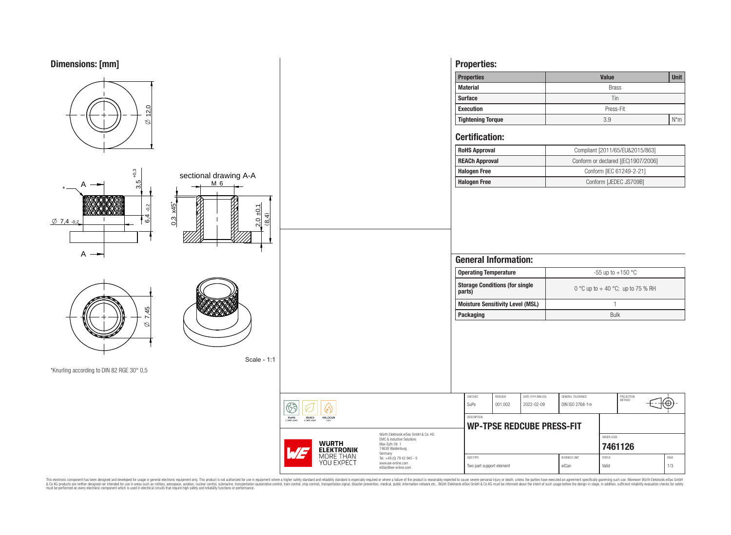## Dimensions: [mm]

Ø 12,0

sectional drawing A-A

M 6

3,5 +0,3

6,4 -0,2

Ø 7,4 -0,2

0,3 x45°

2,0 ±0,1

(8,4)

Ø 7,45

Scale - 1:1

*Knurling according to DIN 82 RGE 30° 0,5

## Properties:

| Properties | Value | Unit |
|---|---|---|
| Material | Brass | |
| Surface | Tin | |
| Execution | Press-Fit | |
| Tightening Torque | 3.9 | N*m |

## Certification:

| | |
|---|---|
| RoHS Approval | Compliant [2011/65/EU&2015/863] |
| REACh Approval | Conform or declared [(EC)1907/2006] |
| Halogen Free | Conform [IEC 61249-2-21] |
| Halogen Free | Conform [JEDEC JS709B] |

## General Information:

| | |
|---|---|
| Operating Temperature | -55 up to +150 °C |
| Storage Conditions (for single parts) | 0 °C up to + 40 °C; up to 75 % RH |
| Moisture Sensitivity Level (MSL) | 1 |
| Packaging | Bulk |

| CHECKED | REVISION | DATE (YYYY-MM-DD) | GENERAL TOLERANCE | PROJECTION METHOD |
|---|---|---|---|---|
| SuPe | 001.002 | 2022-02-09 | DIN ISO 2768-1m | |

DESCRIPTION: **WP-TPSE REDCUBE PRESS-FIT**

ORDER CODE: **7461126**

| SIZE/TYPE | BUSINESS UNIT | STATUS | PAGE |
|---|---|---|---|
| Two part support element | eiCan | Valid | 1/3 |

RoHS COMPLIANT · REACh COMPLIANT · HALOGEN FREE

WÜRTH ELEKTRONIK MORE THAN YOU EXPECT

Würth Elektronik eiSos GmbH & Co. KG
EMC & Inductive Solutions
Max-Eyth-Str. 1
74638 Waldenburg
Germany
Tel. +49 (0) 79 42 945 - 0
www.we-online.com
eiSos@we-online.com

This electronic component has been designed and developed for usage in general electronic equipment only. This product is not authorized for use in equipment where a higher safety standard and reliability standard is especially required or where a failure of the product is reasonably expected to cause severe personal injury or death, unless the parties have executed an agreement specifically governing such use. Moreover Würth Elektronik eiSos GmbH & Co KG products are neither designed nor intended for use in areas such as military, aerospace, aviation, nuclear control, submarine, transportation (automotive control, train control, ship control), transportation signal, disaster prevention, medical, public information network etc.. Würth Elektronik eiSos GmbH & Co KG must be informed about the intent of such usage before the design-in stage. In addition, sufficient reliability evaluation checks for safety must be performed on every electronic component which is used in electrical circuits that require high safety and reliability functions or performance.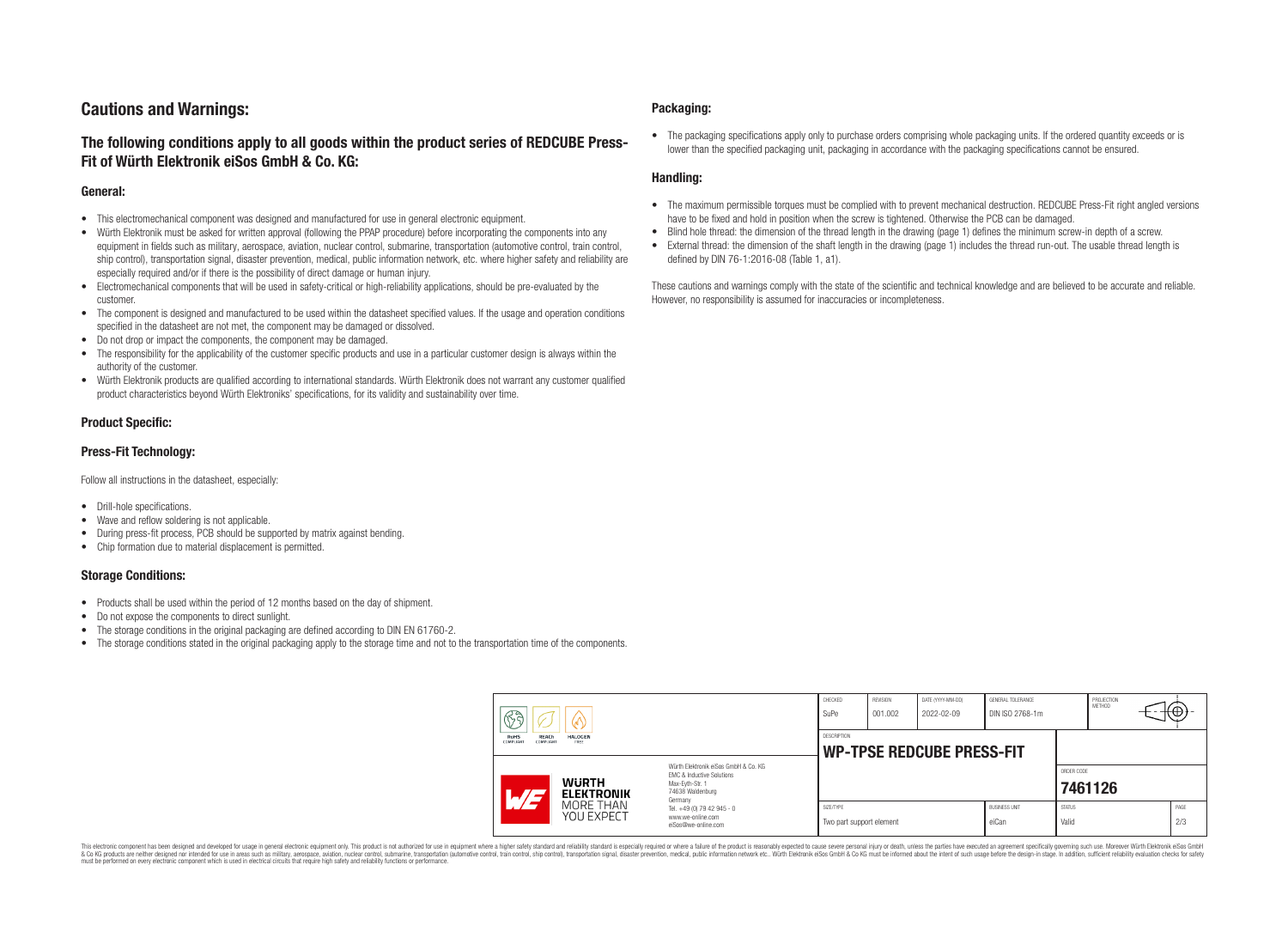# Cautions and Warnings:

## The following conditions apply to all goods within the product series of REDCUBE Press-Fit of Würth Elektronik eiSos GmbH & Co. KG:

### General:

- This electromechanical component was designed and manufactured for use in general electronic equipment.
- Würth Elektronik must be asked for written approval (following the PPAP procedure) before incorporating the components into any equipment in fields such as military, aerospace, aviation, nuclear control, submarine, transportation (automotive control, train control, ship control), transportation signal, disaster prevention, medical, public information network, etc. where higher safety and reliability are especially required and/or if there is the possibility of direct damage or human injury.
- Electromechanical components that will be used in safety-critical or high-reliability applications, should be pre-evaluated by the customer.
- The component is designed and manufactured to be used within the datasheet specified values. If the usage and operation conditions specified in the datasheet are not met, the component may be damaged or dissolved.
- Do not drop or impact the components, the component may be damaged.
- The responsibility for the applicability of the customer specific products and use in a particular customer design is always within the authority of the customer.
- Würth Elektronik products are qualified according to international standards. Würth Elektronik does not warrant any customer qualified product characteristics beyond Würth Elektroniks' specifications, for its validity and sustainability over time.

### Product Specific:

### Press-Fit Technology:

Follow all instructions in the datasheet, especially:

- Drill-hole specifications.
- Wave and reflow soldering is not applicable.
- During press-fit process, PCB should be supported by matrix against bending.
- Chip formation due to material displacement is permitted.

### Storage Conditions:

- Products shall be used within the period of 12 months based on the day of shipment.
- Do not expose the components to direct sunlight.
- The storage conditions in the original packaging are defined according to DIN EN 61760-2.
- The storage conditions stated in the original packaging apply to the storage time and not to the transportation time of the components.

### Packaging:

- The packaging specifications apply only to purchase orders comprising whole packaging units. If the ordered quantity exceeds or is lower than the specified packaging unit, packaging in accordance with the packaging specifications cannot be ensured.

### Handling:

- The maximum permissible torques must be complied with to prevent mechanical destruction. REDCUBE Press-Fit right angled versions have to be fixed and hold in position when the screw is tightened. Otherwise the PCB can be damaged.
- Blind hole thread: the dimension of the thread length in the drawing (page 1) defines the minimum screw-in depth of a screw.
- External thread: the dimension of the shaft length in the drawing (page 1) includes the thread run-out. The usable thread length is defined by DIN 76-1:2016-08 (Table 1, a1).

These cautions and warnings comply with the state of the scientific and technical knowledge and are believed to be accurate and reliable. However, no responsibility is assumed for inaccuracies or incompleteness.

| CHECKED | REVISION | DATE (YYYY-MM-DD) | GENERAL TOLERANCE | PROJECTION METHOD |
|---|---|---|---|---|
| SuPe | 001.002 | 2022-02-09 | DIN ISO 2768-1m | |

DESCRIPTION: **WP-TPSE REDCUBE PRESS-FIT**

ORDER CODE: **7461126**

| SIZE/TYPE | BUSINESS UNIT | STATUS | PAGE |
|---|---|---|---|
| Two part support element | eiCan | Valid | 2/3 |

Würth Elektronik eiSos GmbH & Co. KG
EMC & Inductive Solutions
Max-Eyth-Str. 1
74638 Waldenburg
Germany
Tel. +49 (0) 79 42 945 - 0
www.we-online.com
eiSos@we-online.com

This electronic component has been designed and developed for usage in general electronic equipment only. This product is not authorized for use in equipment where a higher safety standard and reliability standard is especially required or where a failure of the product is reasonably expected to cause severe personal injury or death, unless the parties have executed an agreement specifically governing such use. Moreover Würth Elektronik eiSos GmbH & Co KG products are neither designed nor intended for use in areas such as military, aerospace, aviation, nuclear control, submarine, transportation (automotive control, train control, ship control), transportation signal, disaster prevention, medical, public information network etc.. Würth Elektronik eiSos GmbH & Co KG must be informed about the intent of such usage before the design-in stage. In addition, sufficient reliability evaluation checks for safety must be performed on every electronic component which is used in electrical circuits that require high safety and reliability functions or performance.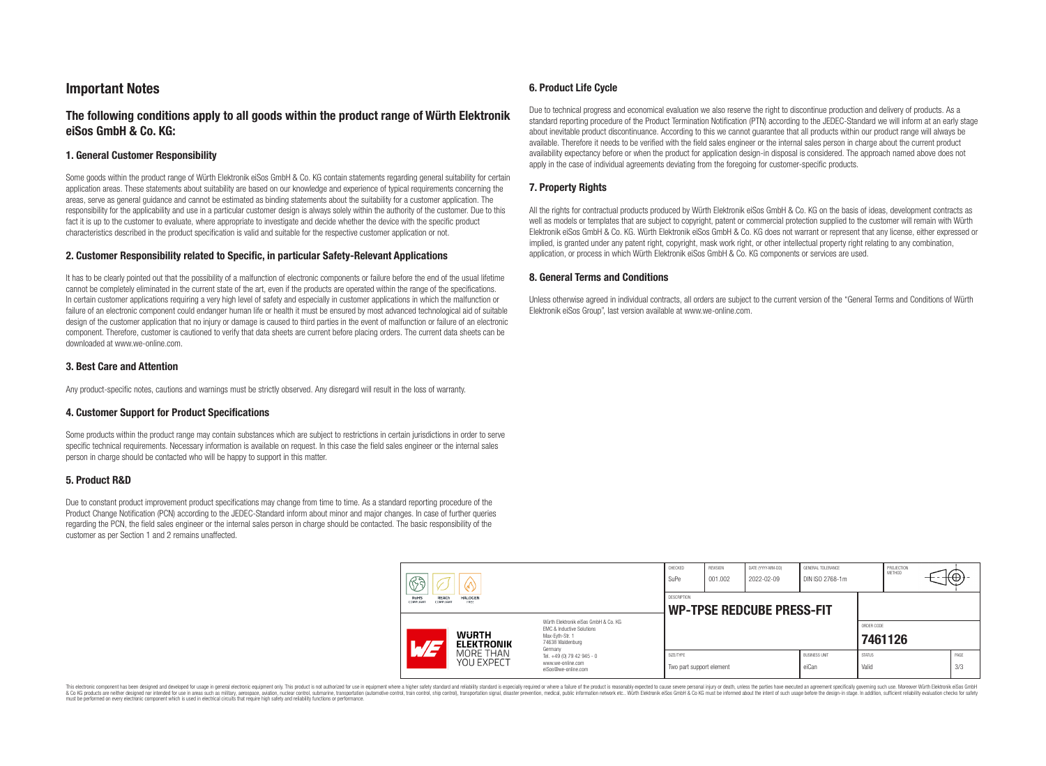# Important Notes

## The following conditions apply to all goods within the product range of Würth Elektronik eiSos GmbH & Co. KG:

### 1. General Customer Responsibility

Some goods within the product range of Würth Elektronik eiSos GmbH & Co. KG contain statements regarding general suitability for certain application areas. These statements about suitability are based on our knowledge and experience of typical requirements concerning the areas, serve as general guidance and cannot be estimated as binding statements about the suitability for a customer application. The responsibility for the applicability and use in a particular customer design is always solely within the authority of the customer. Due to this fact it is up to the customer to evaluate, where appropriate to investigate and decide whether the device with the specific product characteristics described in the product specification is valid and suitable for the respective customer application or not.

### 2. Customer Responsibility related to Specific, in particular Safety-Relevant Applications

It has to be clearly pointed out that the possibility of a malfunction of electronic components or failure before the end of the usual lifetime cannot be completely eliminated in the current state of the art, even if the products are operated within the range of the specifications. In certain customer applications requiring a very high level of safety and especially in customer applications in which the malfunction or failure of an electronic component could endanger human life or health it must be ensured by most advanced technological aid of suitable design of the customer application that no injury or damage is caused to third parties in the event of malfunction or failure of an electronic component. Therefore, customer is cautioned to verify that data sheets are current before placing orders. The current data sheets can be downloaded at www.we-online.com.

### 3. Best Care and Attention

Any product-specific notes, cautions and warnings must be strictly observed. Any disregard will result in the loss of warranty.

### 4. Customer Support for Product Specifications

Some products within the product range may contain substances which are subject to restrictions in certain jurisdictions in order to serve specific technical requirements. Necessary information is available on request. In this case the field sales engineer or the internal sales person in charge should be contacted who will be happy to support in this matter.

### 5. Product R&D

Due to constant product improvement product specifications may change from time to time. As a standard reporting procedure of the Product Change Notification (PCN) according to the JEDEC-Standard inform about minor and major changes. In case of further queries regarding the PCN, the field sales engineer or the internal sales person in charge should be contacted. The basic responsibility of the customer as per Section 1 and 2 remains unaffected.

### 6. Product Life Cycle

Due to technical progress and economical evaluation we also reserve the right to discontinue production and delivery of products. As a standard reporting procedure of the Product Termination Notification (PTN) according to the JEDEC-Standard we will inform at an early stage about inevitable product discontinuance. According to this we cannot guarantee that all products within our product range will always be available. Therefore it needs to be verified with the field sales engineer or the internal sales person in charge about the current product availability expectancy before or when the product for application design-in disposal is considered. The approach named above does not apply in the case of individual agreements deviating from the foregoing for customer-specific products.

### 7. Property Rights

All the rights for contractual products produced by Würth Elektronik eiSos GmbH & Co. KG on the basis of ideas, development contracts as well as models or templates that are subject to copyright, patent or commercial protection supplied to the customer will remain with Würth Elektronik eiSos GmbH & Co. KG. Würth Elektronik eiSos GmbH & Co. KG does not warrant or represent that any license, either expressed or implied, is granted under any patent right, copyright, mask work right, or other intellectual property right relating to any combination, application, or process in which Würth Elektronik eiSos GmbH & Co. KG components or services are used.

### 8. General Terms and Conditions

Unless otherwise agreed in individual contracts, all orders are subject to the current version of the "General Terms and Conditions of Würth Elektronik eiSos Group", last version available at www.we-online.com.

| | | | | | | | |
|---|---|---|---|---|---|---|---|
| RoHS COMPLIANT / REACh COMPLIANT / HALOGEN FREE | | CHECKED SuPe | REVISION 001.002 | DATE (YYYY-MM-DD) 2022-02-09 | GENERAL TOLERANCE DIN ISO 2768-1m | PROJECTION METHOD | |
| | | DESCRIPTION **WP-TPSE REDCUBE PRESS-FIT** | | | | | |
| WÜRTH ELEKTRONIK MORE THAN YOU EXPECT | Würth Elektronik eiSos GmbH & Co. KG EMC & Inductive Solutions Max-Eyth-Str. 1 74638 Waldenburg Germany Tel. +49 (0) 79 42 945 - 0 www.we-online.com eiSos@we-online.com | | | | | ORDER CODE **7461126** | |
| | | SIZE/TYPE Two part support element | | | BUSINESS UNIT eiCan | STATUS Valid | PAGE 3/3 |

This electronic component has been designed and developed for usage in general electronic equipment only. This product is not authorized for use in equipment where a higher safety standard and reliability standard is especially required or where a failure of the product is reasonably expected to cause severe personal injury or death, unless the parties have executed an agreement specifically governing such use. Moreover Würth Elektronik eiSos GmbH & Co KG products are neither designed nor intended for use in areas such as military, aerospace, aviation, nuclear control, submarine, transportation (automotive control, train control, ship control), transportation signal, disaster prevention, medical, public information network etc.. Würth Elektronik eiSos GmbH & Co KG must be informed about the intent of such usage before the design-in stage. In addition, sufficient reliability evaluation checks for safety must be performed on every electronic component which is used in electrical circuits that require high safety and reliability functions or performance.